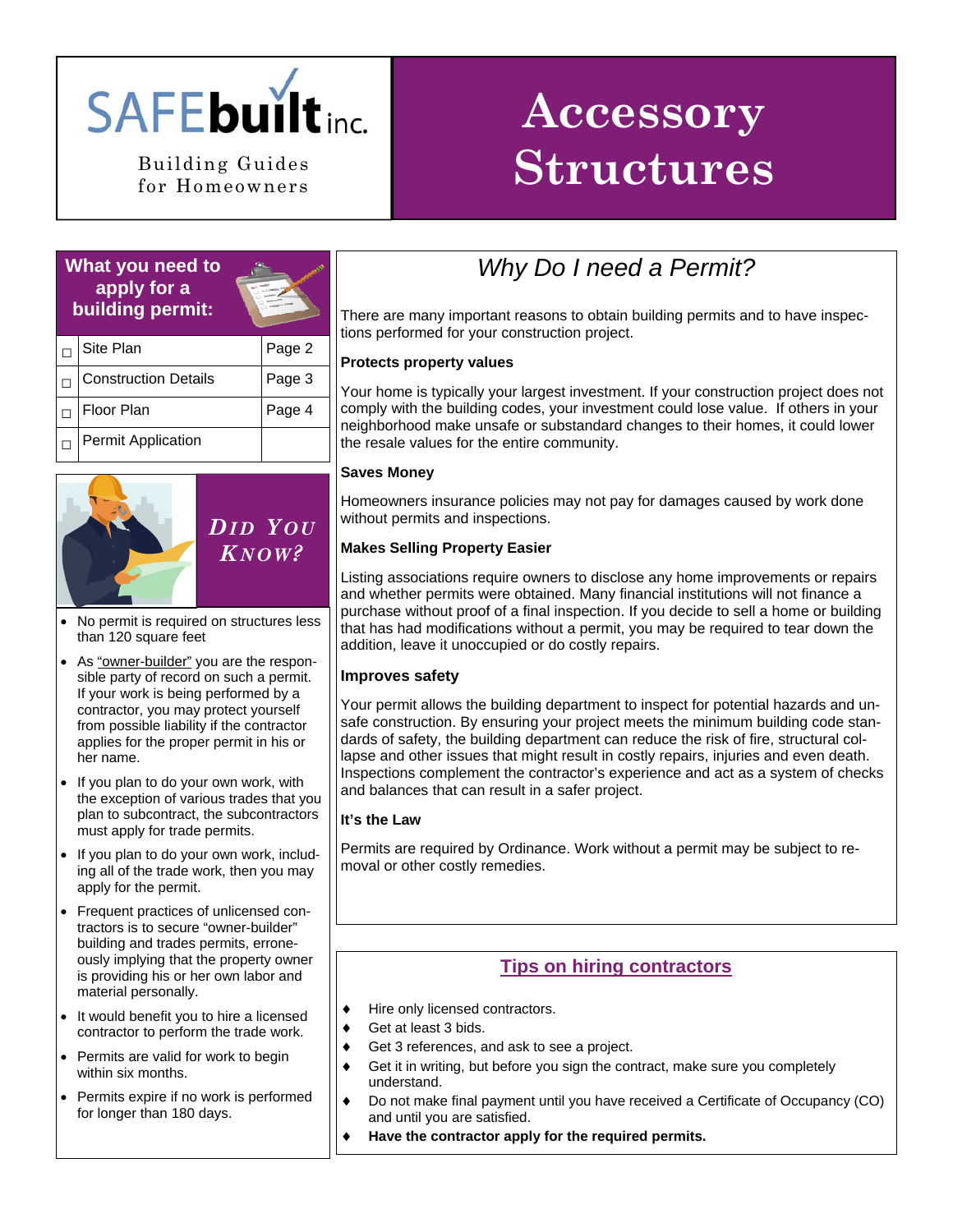# SAFEbuilt inc.

Building Guides for Homeowners

# Accessory Structures

## What you need to apply for a building permit:

| | | |
|---|---|---|
| ☐ | Site Plan | Page 2 |
| ☐ | Construction Details | Page 3 |
| ☐ | Floor Plan | Page 4 |
| ☐ | Permit Application | |

## Did You Know?

- No permit is required on structures less than 120 square feet
- As "owner-builder" you are the responsible party of record on such a permit. If your work is being performed by a contractor, you may protect yourself from possible liability if the contractor applies for the proper permit in his or her name.
- If you plan to do your own work, with the exception of various trades that you plan to subcontract, the subcontractors must apply for trade permits.
- If you plan to do your own work, including all of the trade work, then you may apply for the permit.
- Frequent practices of unlicensed contractors is to secure "owner-builder" building and trades permits, erroneously implying that the property owner is providing his or her own labor and material personally.
- It would benefit you to hire a licensed contractor to perform the trade work.
- Permits are valid for work to begin within six months.
- Permits expire if no work is performed for longer than 180 days.

## *Why Do I need a Permit?*

There are many important reasons to obtain building permits and to have inspections performed for your construction project.

**Protects property values**

Your home is typically your largest investment. If your construction project does not comply with the building codes, your investment could lose value. If others in your neighborhood make unsafe or substandard changes to their homes, it could lower the resale values for the entire community.

**Saves Money**

Homeowners insurance policies may not pay for damages caused by work done without permits and inspections.

**Makes Selling Property Easier**

Listing associations require owners to disclose any home improvements or repairs and whether permits were obtained. Many financial institutions will not finance a purchase without proof of a final inspection. If you decide to sell a home or building that has had modifications without a permit, you may be required to tear down the addition, leave it unoccupied or do costly repairs.

**Improves safety**

Your permit allows the building department to inspect for potential hazards and unsafe construction. By ensuring your project meets the minimum building code standards of safety, the building department can reduce the risk of fire, structural collapse and other issues that might result in costly repairs, injuries and even death. Inspections complement the contractor's experience and act as a system of checks and balances that can result in a safer project.

**It's the Law**

Permits are required by Ordinance. Work without a permit may be subject to removal or other costly remedies.

## Tips on hiring contractors

- Hire only licensed contractors.
- Get at least 3 bids.
- Get 3 references, and ask to see a project.
- Get it in writing, but before you sign the contract, make sure you completely understand.
- Do not make final payment until you have received a Certificate of Occupancy (CO) and until you are satisfied.
- **Have the contractor apply for the required permits.**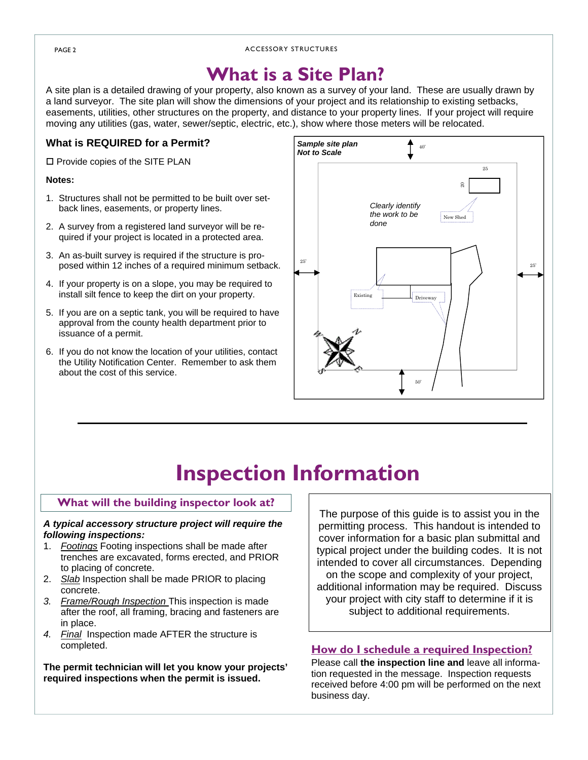# What is a Site Plan?

A site plan is a detailed drawing of your property, also known as a survey of your land. These are usually drawn by a land surveyor. The site plan will show the dimensions of your project and its relationship to existing setbacks, easements, utilities, other structures on the property, and distance to your property lines. If your project will require moving any utilities (gas, water, sewer/septic, electric, etc.), show where those meters will be relocated.

### What is REQUIRED for a Permit?

☐ Provide copies of the SITE PLAN

**Notes:**

1. Structures shall not be permitted to be built over set-back lines, easements, or property lines.
2. A survey from a registered land surveyor will be required if your project is located in a protected area.
3. An as-built survey is required if the structure is proposed within 12 inches of a required minimum setback.
4. If your property is on a slope, you may be required to install silt fence to keep the dirt on your property.
5. If you are on a septic tank, you will be required to have approval from the county health department prior to issuance of a permit.
6. If you do not know the location of your utilities, contact the Utility Notification Center. Remember to ask them about the cost of this service.

***Sample site plan***
***Not to Scale***

40'

25

20

*Clearly identify the work to be done*

New Shed

25'

25'

Existing

Driveway

50'

W N S E

# Inspection Information

## What will the building inspector look at?

***A typical accessory structure project will require the following inspections:***

1. *Footings* Footing inspections shall be made after trenches are excavated, forms erected, and PRIOR to placing of concrete.
2. *Slab* Inspection shall be made PRIOR to placing concrete.
3. *Frame/Rough Inspection* This inspection is made after the roof, all framing, bracing and fasteners are in place.
4. *Final* Inspection made AFTER the structure is completed.

**The permit technician will let you know your projects' required inspections when the permit is issued.**

The purpose of this guide is to assist you in the permitting process. This handout is intended to cover information for a basic plan submittal and typical project under the building codes. It is not intended to cover all circumstances. Depending on the scope and complexity of your project, additional information may be required. Discuss your project with city staff to determine if it is subject to additional requirements.

## How do I schedule a required Inspection?

Please call **the inspection line and** leave all information requested in the message. Inspection requests received before 4:00 pm will be performed on the next business day.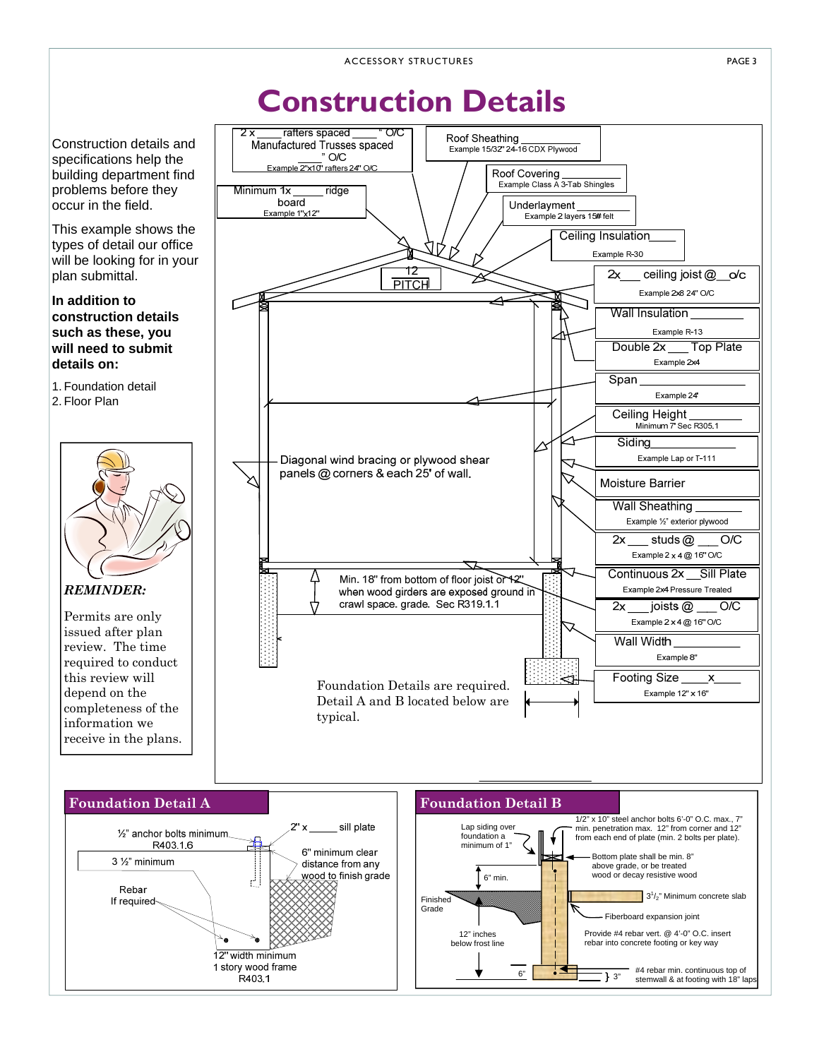# Construction Details

Construction details and specifications help the building department find problems before they occur in the field.

This example shows the types of detail our office will be looking for in your plan submittal.

**In addition to construction details such as these, you will need to submit details on:**

1. Foundation detail
2. Floor Plan

***REMINDER:***

Permits are only issued after plan review. The time required to conduct this review will depend on the completeness of the information we receive in the plans.

2 x ____ rafters spaced ____" O/C
Manufactured Trusses spaced ____" O/C
Example 2"x10" rafters 24" O/C

Minimum 1x _____ ridge board
Example 1"x12"

Roof Sheathing __________
Example 15/32" 24-16 CDX Plywood

Roof Covering __________
Example Class A 3-Tab Shingles

Underlayment __________
Example 2 layers 15# felt

Ceiling Insulation ______
Example R-30

12 PITCH

2x___ ceiling joist @__o/c
Example 2x8 24" O/C

Wall Insulation __________
Example R-13

Double 2x ___ Top Plate
Example 2x4

Span __________
Example 24'

Ceiling Height ________
Minimum 7' Sec R305.1

Siding __________
Example Lap or T-111

Moisture Barrier

Wall Sheathing ________
Example ½" exterior plywood

2x___ studs @ ___ O/C
Example 2 x 4 @ 16" O/C

Continuous 2x __Sill Plate
Example 2x4 Pressure Treated

2x ___ joists @ ___ O/C
Example 2 x 4 @ 16" O/C

Wall Width ________
Example 8"

Footing Size ____x____
Example 12" x 16"

Diagonal wind bracing or plywood shear panels @ corners & each 25' of wall.

Min. 18" from bottom of floor joist or 12" when wood girders are exposed ground in crawl space. grade. Sec R319.1.1

Foundation Details are required. Detail A and B located below are typical.

## Foundation Detail A

½" anchor bolts minimum R403.1.6

2" x _____ sill plate

3 ½" minimum

6" minimum clear distance from any wood to finish grade

Rebar If required

12" width minimum 1 story wood frame R403.1

## Foundation Detail B

Lap siding over foundation a minimum of 1"

1/2" x 10" steel anchor bolts 6'-0" O.C. max., 7" min. penetration max. 12" from corner and 12" from each end of plate (min. 2 bolts per plate).

Bottom plate shall be min. 8" above grade, or be treated wood or decay resistive wood

6" min.

Finished Grade

$3^{1}/_{2}$" Minimum concrete slab

Fiberboard expansion joint

12" inches below frost line

Provide #4 rebar vert. @ 4'-0" O.C. insert rebar into concrete footing or key way

6"

3"

#4 rebar min. continuous top of stemwall & at footing with 18" laps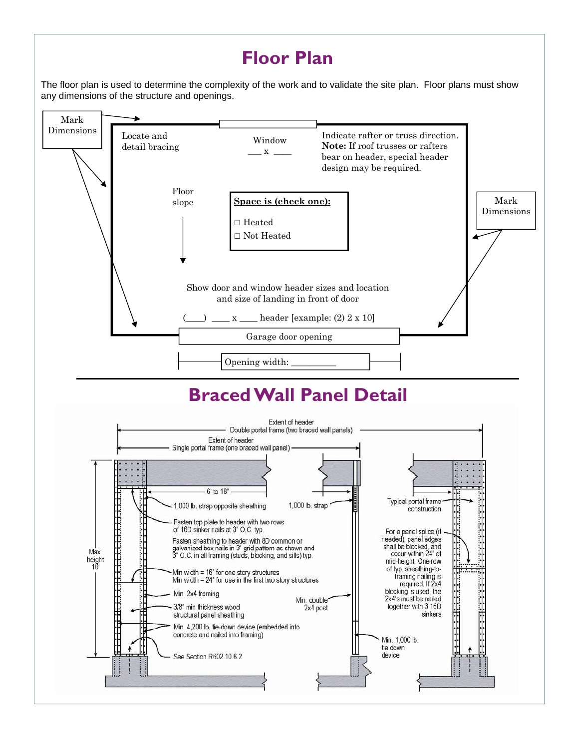# Floor Plan

The floor plan is used to determine the complexity of the work and to validate the site plan. Floor plans must show any dimensions of the structure and openings.

Mark Dimensions

Locate and detail bracing

Window
___ x ___

Indicate rafter or truss direction.
**Note:** If roof trusses or rafters bear on header, special header design may be required.

Floor slope

**Space is (check one):**

☐ Heated
☐ Not Heated

Mark Dimensions

Show door and window header sizes and location and size of landing in front of door

(___) ___ x ___ header [example: (2) 2 x 10]

Garage door opening

Opening width: __________

# Braced Wall Panel Detail

Extent of header
Double portal frame (two braced wall panels)

Extent of header
Single portal frame (one braced wall panel)

6' to 18"

1,000 lb. strap opposite sheathing

1,000 lb. strap

Fasten top plate to header with two rows of 16D sinker nails at 3" O.C. typ.

Fasten sheathing to header with 8D common or galvanized box nails in 3" grid pattern as shown and 3" O.C. in all framing (studs, blocking, and sills) typ.

Max. height 10'

Min width = 16" for one story structures
Min width = 24" for use in the first two story structures

Min. 2x4 framing

3/8" min thickness wood structural panel sheathing

Min. double 2x4 post

Min. 4,200 lb. tie-down device (embedded into concrete and nailed into framing)

See Section R602.10.6.2

Typical portal frame construction

For a panel splice (if needed), panel edges shall be blocked, and occur within 24" of mid-height. One row of typ. sheathing-to-framing nailing is required. If 2x4 blocking is used, the 2x4's must be nailed together with 3 16D sinkers

Min. 1,000 lb. tie down device